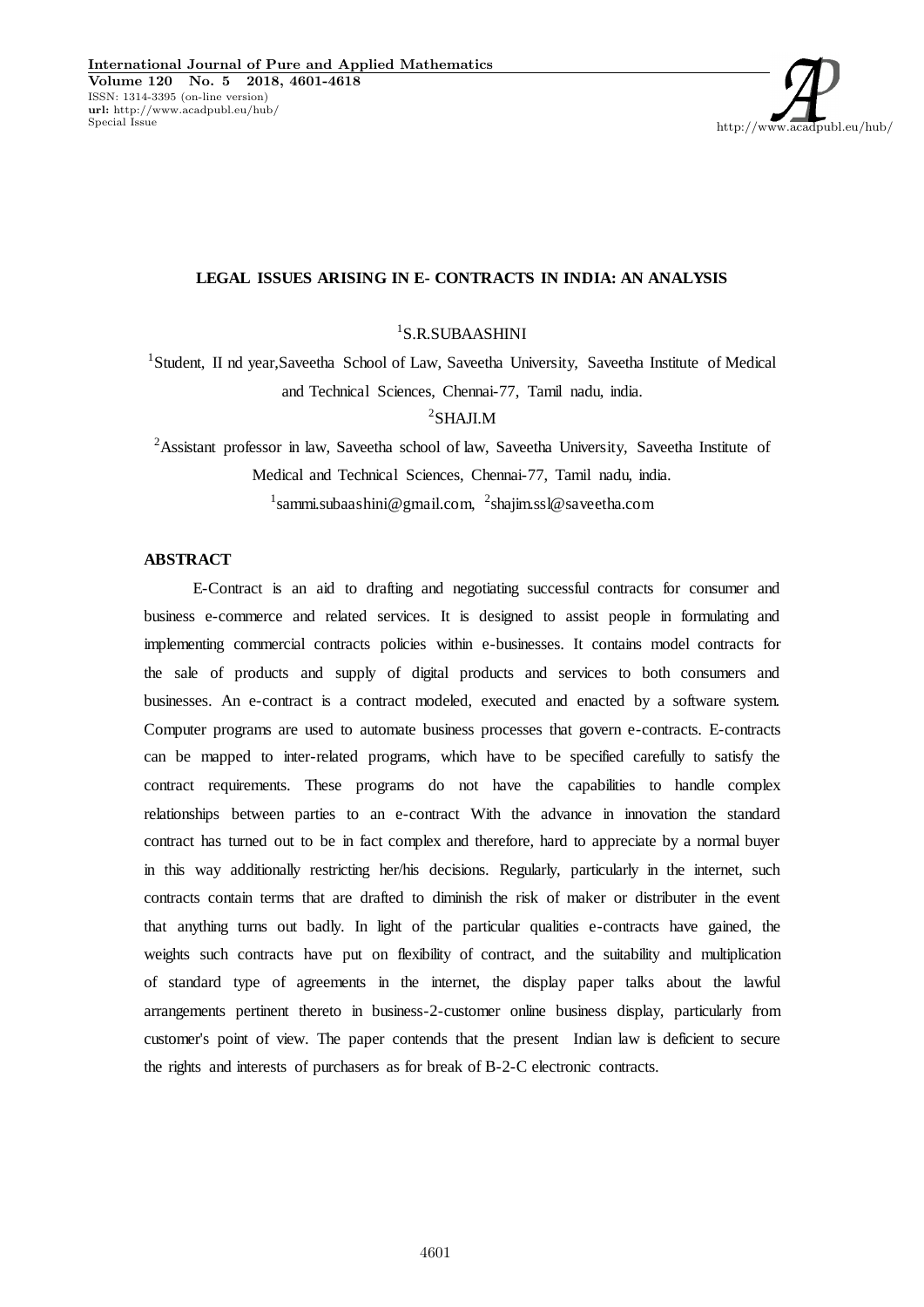# LEGAL ISSUES ARISING IN E- CONTRACTS IN INDIA: AN ANALYSIS

[1]S.R.SUBAASHINI

[1]Student, II nd year,Saveetha School of Law, Saveetha University, Saveetha Institute of Medical and Technical Sciences, Chennai-77, Tamil nadu, india.

[2]SHAJI.M

[2]Assistant professor in law, Saveetha school of law, Saveetha University, Saveetha Institute of Medical and Technical Sciences, Chennai-77, Tamil nadu, india.

[1]sammi.subaashini@gmail.com, [2]shajim.ssl@saveetha.com

## ABSTRACT

E-Contract is an aid to drafting and negotiating successful contracts for consumer and business e-commerce and related services. It is designed to assist people in formulating and implementing commercial contracts policies within e-businesses. It contains model contracts for the sale of products and supply of digital products and services to both consumers and businesses. An e-contract is a contract modeled, executed and enacted by a software system. Computer programs are used to automate business processes that govern e-contracts. E-contracts can be mapped to inter-related programs, which have to be specified carefully to satisfy the contract requirements. These programs do not have the capabilities to handle complex relationships between parties to an e-contract With the advance in innovation the standard contract has turned out to be in fact complex and therefore, hard to appreciate by a normal buyer in this way additionally restricting her/his decisions. Regularly, particularly in the internet, such contracts contain terms that are drafted to diminish the risk of maker or distributer in the event that anything turns out badly. In light of the particular qualities e-contracts have gained, the weights such contracts have put on flexibility of contract, and the suitability and multiplication of standard type of agreements in the internet, the display paper talks about the lawful arrangements pertinent thereto in business-2-customer online business display, particularly from customer's point of view. The paper contends that the present Indian law is deficient to secure the rights and interests of purchasers as for break of B-2-C electronic contracts.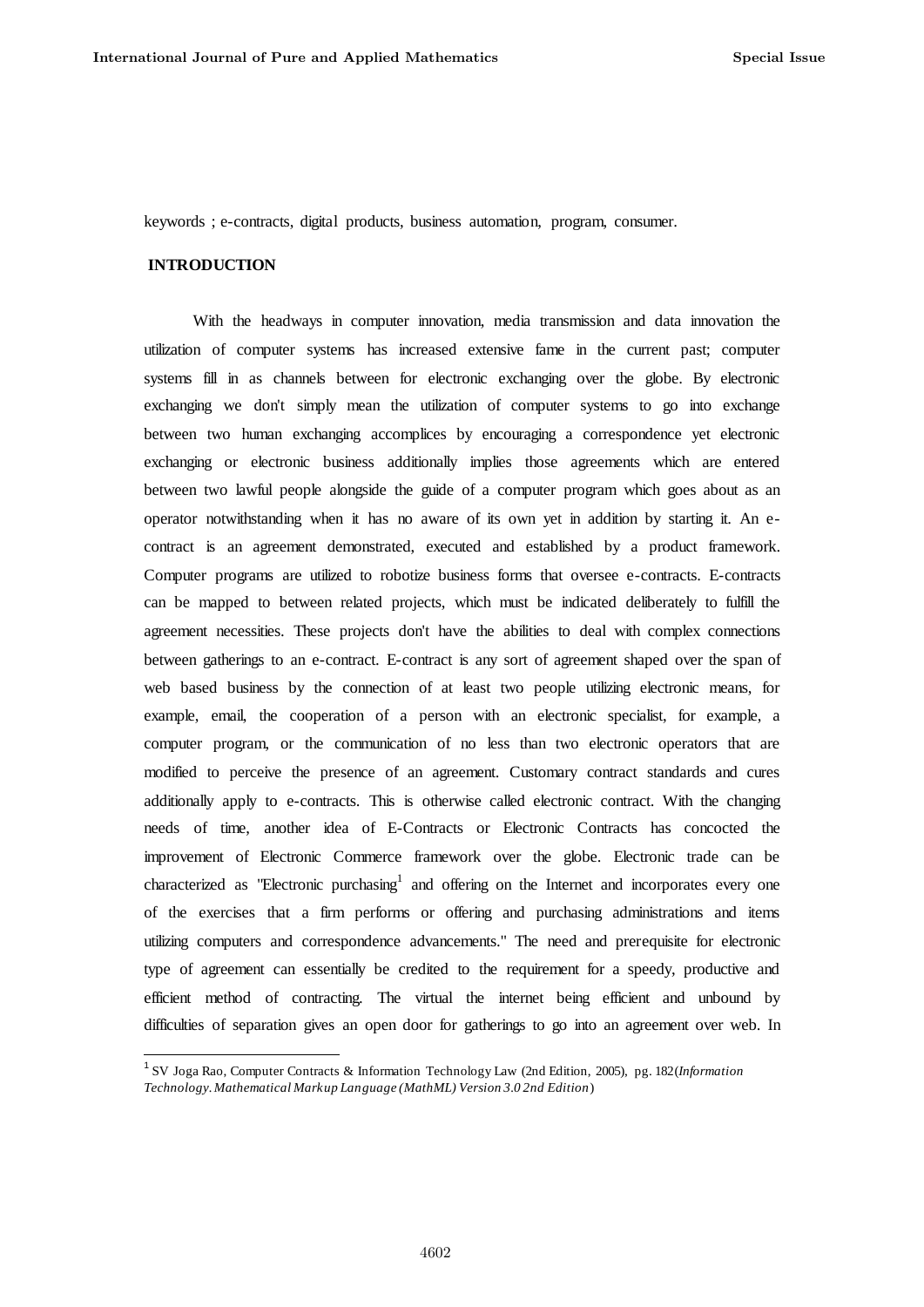keywords ; e-contracts, digital products, business automation, program, consumer.

## INTRODUCTION

With the headways in computer innovation, media transmission and data innovation the utilization of computer systems has increased extensive fame in the current past; computer systems fill in as channels between for electronic exchanging over the globe. By electronic exchanging we don't simply mean the utilization of computer systems to go into exchange between two human exchanging accomplices by encouraging a correspondence yet electronic exchanging or electronic business additionally implies those agreements which are entered between two lawful people alongside the guide of a computer program which goes about as an operator notwithstanding when it has no aware of its own yet in addition by starting it. An e-contract is an agreement demonstrated, executed and established by a product framework. Computer programs are utilized to robotize business forms that oversee e-contracts. E-contracts can be mapped to between related projects, which must be indicated deliberately to fulfill the agreement necessities. These projects don't have the abilities to deal with complex connections between gatherings to an e-contract. E-contract is any sort of agreement shaped over the span of web based business by the connection of at least two people utilizing electronic means, for example, email, the cooperation of a person with an electronic specialist, for example, a computer program, or the communication of no less than two electronic operators that are modified to perceive the presence of an agreement. Customary contract standards and cures additionally apply to e-contracts. This is otherwise called electronic contract. With the changing needs of time, another idea of E-Contracts or Electronic Contracts has concocted the improvement of Electronic Commerce framework over the globe. Electronic trade can be characterized as "Electronic purchasing[1] and offering on the Internet and incorporates every one of the exercises that a firm performs or offering and purchasing administrations and items utilizing computers and correspondence advancements." The need and prerequisite for electronic type of agreement can essentially be credited to the requirement for a speedy, productive and efficient method of contracting. The virtual the internet being efficient and unbound by difficulties of separation gives an open door for gatherings to go into an agreement over web. In

[1] SV Joga Rao, Computer Contracts & Information Technology Law (2nd Edition, 2005), pg. 182(*Information Technology. Mathematical Markup Language (MathML) Version 3.0 2nd Edition*)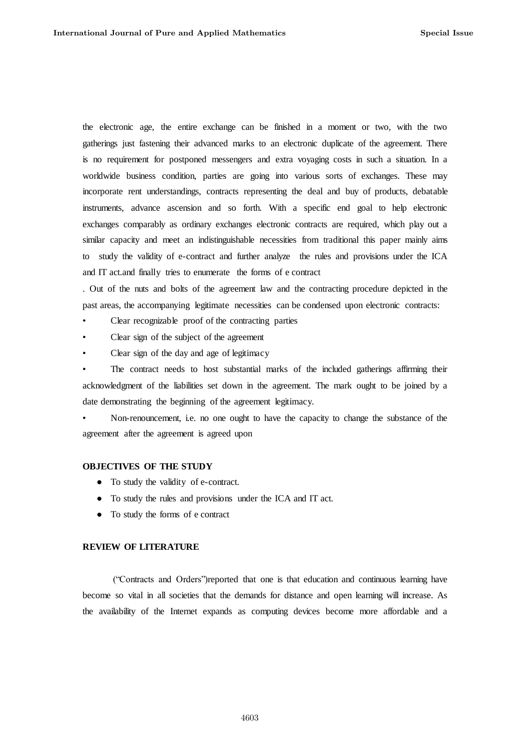the electronic age, the entire exchange can be finished in a moment or two, with the two gatherings just fastening their advanced marks to an electronic duplicate of the agreement. There is no requirement for postponed messengers and extra voyaging costs in such a situation. In a worldwide business condition, parties are going into various sorts of exchanges. These may incorporate rent understandings, contracts representing the deal and buy of products, debatable instruments, advance ascension and so forth. With a specific end goal to help electronic exchanges comparably as ordinary exchanges electronic contracts are required, which play out a similar capacity and meet an indistinguishable necessities from traditional this paper mainly aims to study the validity of e-contract and further analyze the rules and provisions under the ICA and IT act.and finally tries to enumerate the forms of e contract

. Out of the nuts and bolts of the agreement law and the contracting procedure depicted in the past areas, the accompanying legitimate necessities can be condensed upon electronic contracts:

- Clear recognizable proof of the contracting parties
- Clear sign of the subject of the agreement
- Clear sign of the day and age of legitimacy
- The contract needs to host substantial marks of the included gatherings affirming their acknowledgment of the liabilities set down in the agreement. The mark ought to be joined by a date demonstrating the beginning of the agreement legitimacy.
- Non-renouncement, i.e. no one ought to have the capacity to change the substance of the agreement after the agreement is agreed upon

**OBJECTIVES OF THE STUDY**

- To study the validity of e-contract.
- To study the rules and provisions under the ICA and IT act.
- To study the forms of e contract

**REVIEW OF LITERATURE**

("Contracts and Orders")reported that one is that education and continuous learning have become so vital in all societies that the demands for distance and open learning will increase. As the availability of the Internet expands as computing devices become more affordable and a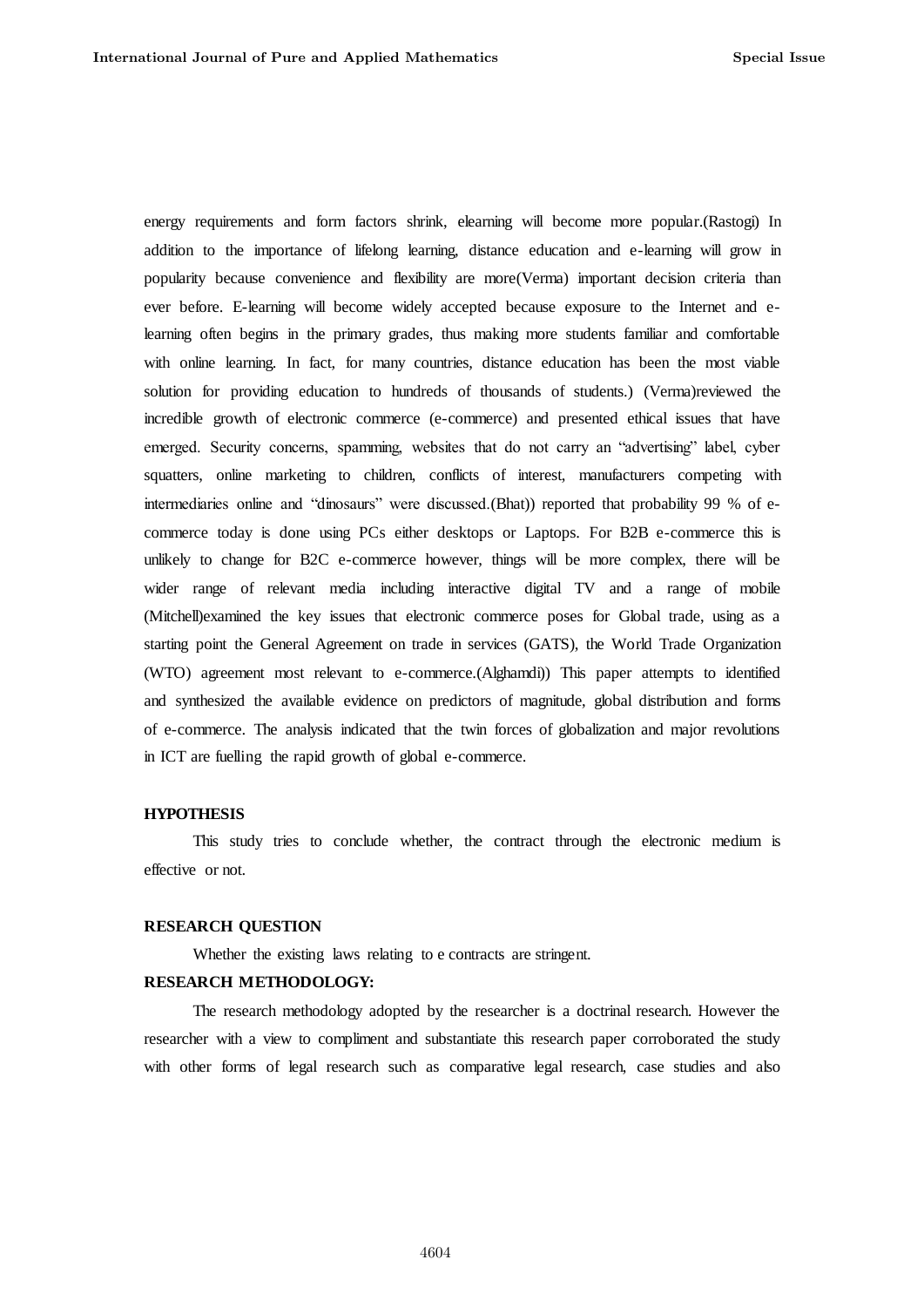energy requirements and form factors shrink, elearning will become more popular.(Rastogi) In addition to the importance of lifelong learning, distance education and e-learning will grow in popularity because convenience and flexibility are more(Verma) important decision criteria than ever before. E-learning will become widely accepted because exposure to the Internet and e-learning often begins in the primary grades, thus making more students familiar and comfortable with online learning. In fact, for many countries, distance education has been the most viable solution for providing education to hundreds of thousands of students.) (Verma)reviewed the incredible growth of electronic commerce (e-commerce) and presented ethical issues that have emerged. Security concerns, spamming, websites that do not carry an "advertising" label, cyber squatters, online marketing to children, conflicts of interest, manufacturers competing with intermediaries online and "dinosaurs" were discussed.(Bhat)) reported that probability 99 % of e-commerce today is done using PCs either desktops or Laptops. For B2B e-commerce this is unlikely to change for B2C e-commerce however, things will be more complex, there will be wider range of relevant media including interactive digital TV and a range of mobile (Mitchell)examined the key issues that electronic commerce poses for Global trade, using as a starting point the General Agreement on trade in services (GATS), the World Trade Organization (WTO) agreement most relevant to e-commerce.(Alghamdi)) This paper attempts to identified and synthesized the available evidence on predictors of magnitude, global distribution and forms of e-commerce. The analysis indicated that the twin forces of globalization and major revolutions in ICT are fuelling the rapid growth of global e-commerce.

**HYPOTHESIS**

This study tries to conclude whether, the contract through the electronic medium is effective or not.

**RESEARCH QUESTION**

Whether the existing laws relating to e contracts are stringent.

**RESEARCH METHODOLOGY:**

The research methodology adopted by the researcher is a doctrinal research. However the researcher with a view to compliment and substantiate this research paper corroborated the study with other forms of legal research such as comparative legal research, case studies and also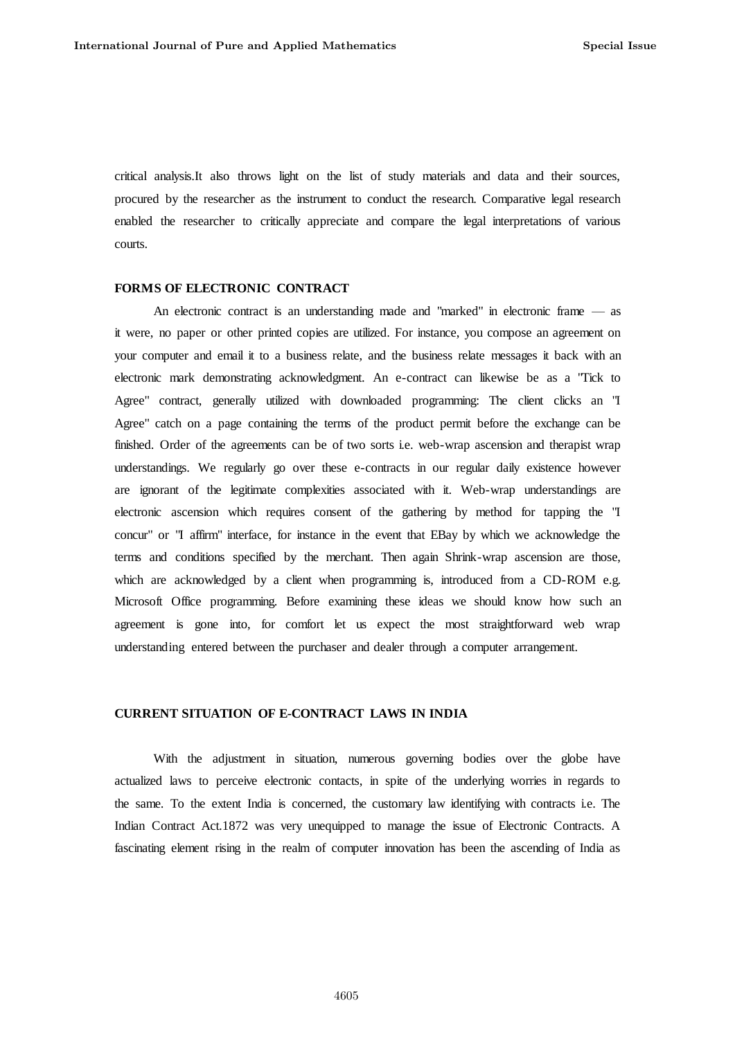critical analysis.It also throws light on the list of study materials and data and their sources, procured by the researcher as the instrument to conduct the research. Comparative legal research enabled the researcher to critically appreciate and compare the legal interpretations of various courts.

## FORMS OF ELECTRONIC CONTRACT

An electronic contract is an understanding made and "marked" in electronic frame — as it were, no paper or other printed copies are utilized. For instance, you compose an agreement on your computer and email it to a business relate, and the business relate messages it back with an electronic mark demonstrating acknowledgment. An e-contract can likewise be as a "Tick to Agree" contract, generally utilized with downloaded programming: The client clicks an "I Agree" catch on a page containing the terms of the product permit before the exchange can be finished. Order of the agreements can be of two sorts i.e. web-wrap ascension and therapist wrap understandings. We regularly go over these e-contracts in our regular daily existence however are ignorant of the legitimate complexities associated with it. Web-wrap understandings are electronic ascension which requires consent of the gathering by method for tapping the "I concur" or "I affirm" interface, for instance in the event that EBay by which we acknowledge the terms and conditions specified by the merchant. Then again Shrink-wrap ascension are those, which are acknowledged by a client when programming is, introduced from a CD-ROM e.g. Microsoft Office programming. Before examining these ideas we should know how such an agreement is gone into, for comfort let us expect the most straightforward web wrap understanding entered between the purchaser and dealer through a computer arrangement.

## CURRENT SITUATION OF E-CONTRACT LAWS IN INDIA

With the adjustment in situation, numerous governing bodies over the globe have actualized laws to perceive electronic contacts, in spite of the underlying worries in regards to the same. To the extent India is concerned, the customary law identifying with contracts i.e. The Indian Contract Act.1872 was very unequipped to manage the issue of Electronic Contracts. A fascinating element rising in the realm of computer innovation has been the ascending of India as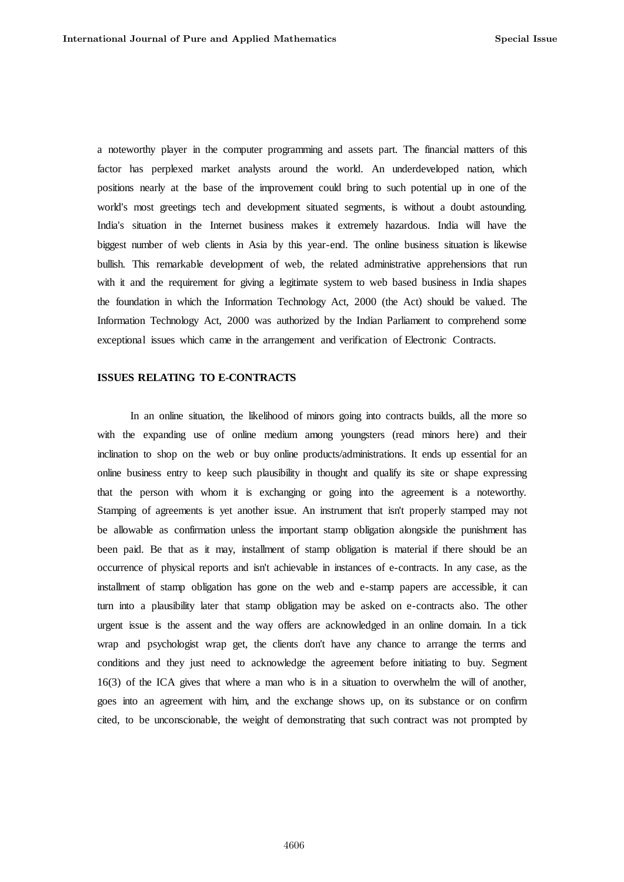a noteworthy player in the computer programming and assets part. The financial matters of this factor has perplexed market analysts around the world. An underdeveloped nation, which positions nearly at the base of the improvement could bring to such potential up in one of the world's most greetings tech and development situated segments, is without a doubt astounding. India's situation in the Internet business makes it extremely hazardous. India will have the biggest number of web clients in Asia by this year-end. The online business situation is likewise bullish. This remarkable development of web, the related administrative apprehensions that run with it and the requirement for giving a legitimate system to web based business in India shapes the foundation in which the Information Technology Act, 2000 (the Act) should be valued. The Information Technology Act, 2000 was authorized by the Indian Parliament to comprehend some exceptional issues which came in the arrangement and verification of Electronic Contracts.

**ISSUES RELATING TO E-CONTRACTS**

In an online situation, the likelihood of minors going into contracts builds, all the more so with the expanding use of online medium among youngsters (read minors here) and their inclination to shop on the web or buy online products/administrations. It ends up essential for an online business entry to keep such plausibility in thought and qualify its site or shape expressing that the person with whom it is exchanging or going into the agreement is a noteworthy. Stamping of agreements is yet another issue. An instrument that isn't properly stamped may not be allowable as confirmation unless the important stamp obligation alongside the punishment has been paid. Be that as it may, installment of stamp obligation is material if there should be an occurrence of physical reports and isn't achievable in instances of e-contracts. In any case, as the installment of stamp obligation has gone on the web and e-stamp papers are accessible, it can turn into a plausibility later that stamp obligation may be asked on e-contracts also. The other urgent issue is the assent and the way offers are acknowledged in an online domain. In a tick wrap and psychologist wrap get, the clients don't have any chance to arrange the terms and conditions and they just need to acknowledge the agreement before initiating to buy. Segment 16(3) of the ICA gives that where a man who is in a situation to overwhelm the will of another, goes into an agreement with him, and the exchange shows up, on its substance or on confirm cited, to be unconscionable, the weight of demonstrating that such contract was not prompted by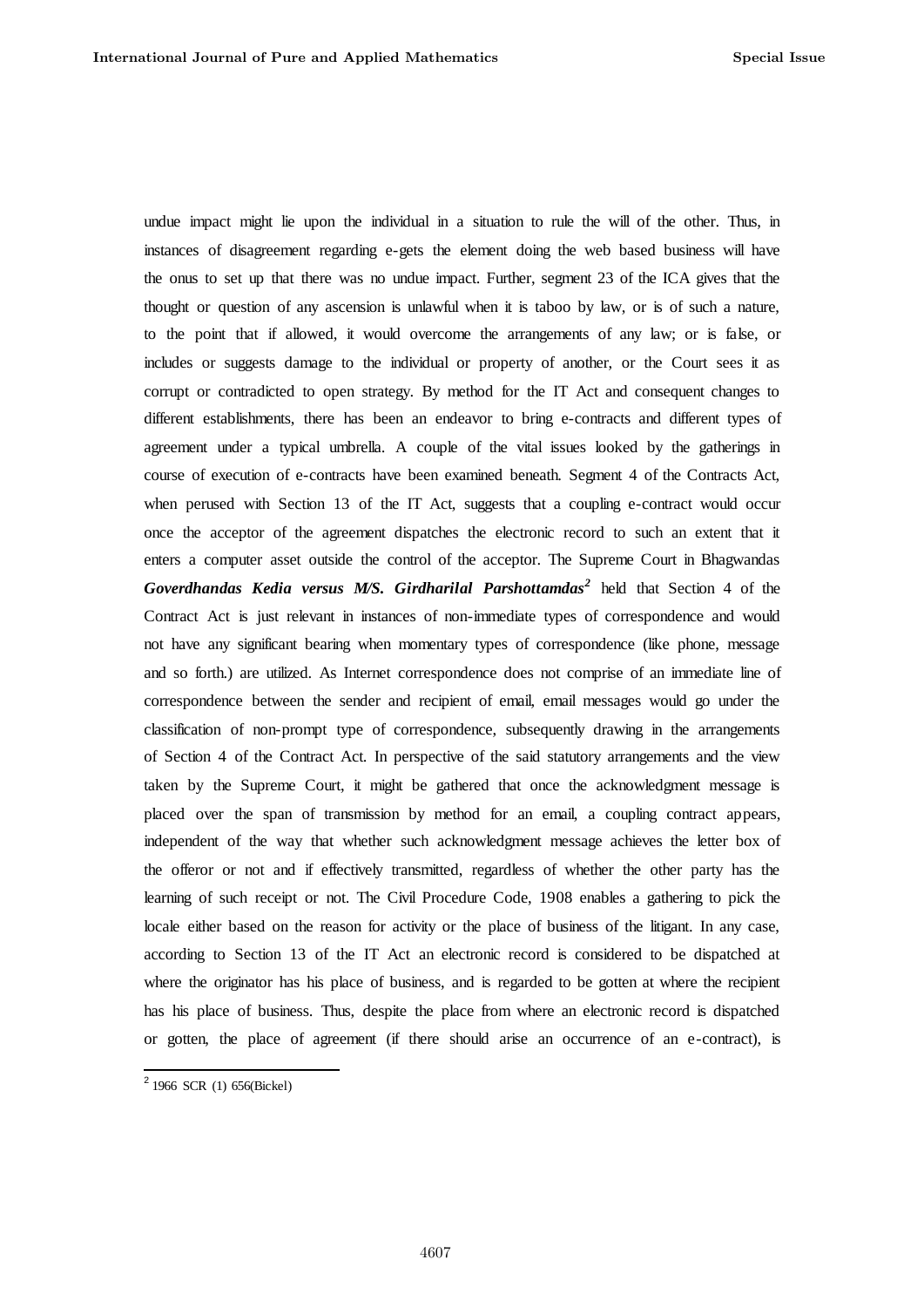undue impact might lie upon the individual in a situation to rule the will of the other. Thus, in instances of disagreement regarding e-gets the element doing the web based business will have the onus to set up that there was no undue impact. Further, segment 23 of the ICA gives that the thought or question of any ascension is unlawful when it is taboo by law, or is of such a nature, to the point that if allowed, it would overcome the arrangements of any law; or is false, or includes or suggests damage to the individual or property of another, or the Court sees it as corrupt or contradicted to open strategy. By method for the IT Act and consequent changes to different establishments, there has been an endeavor to bring e-contracts and different types of agreement under a typical umbrella. A couple of the vital issues looked by the gatherings in course of execution of e-contracts have been examined beneath. Segment 4 of the Contracts Act, when perused with Section 13 of the IT Act, suggests that a coupling e-contract would occur once the acceptor of the agreement dispatches the electronic record to such an extent that it enters a computer asset outside the control of the acceptor. The Supreme Court in Bhagwandas ***Goverdhandas Kedia versus M/S. Girdharilal Parshottamdas***[2] held that Section 4 of the Contract Act is just relevant in instances of non-immediate types of correspondence and would not have any significant bearing when momentary types of correspondence (like phone, message and so forth.) are utilized. As Internet correspondence does not comprise of an immediate line of correspondence between the sender and recipient of email, email messages would go under the classification of non-prompt type of correspondence, subsequently drawing in the arrangements of Section 4 of the Contract Act. In perspective of the said statutory arrangements and the view taken by the Supreme Court, it might be gathered that once the acknowledgment message is placed over the span of transmission by method for an email, a coupling contract appears, independent of the way that whether such acknowledgment message achieves the letter box of the offeror or not and if effectively transmitted, regardless of whether the other party has the learning of such receipt or not. The Civil Procedure Code, 1908 enables a gathering to pick the locale either based on the reason for activity or the place of business of the litigant. In any case, according to Section 13 of the IT Act an electronic record is considered to be dispatched at where the originator has his place of business, and is regarded to be gotten at where the recipient has his place of business. Thus, despite the place from where an electronic record is dispatched or gotten, the place of agreement (if there should arise an occurrence of an e-contract), is

[2] 1966 SCR (1) 656(Bickel)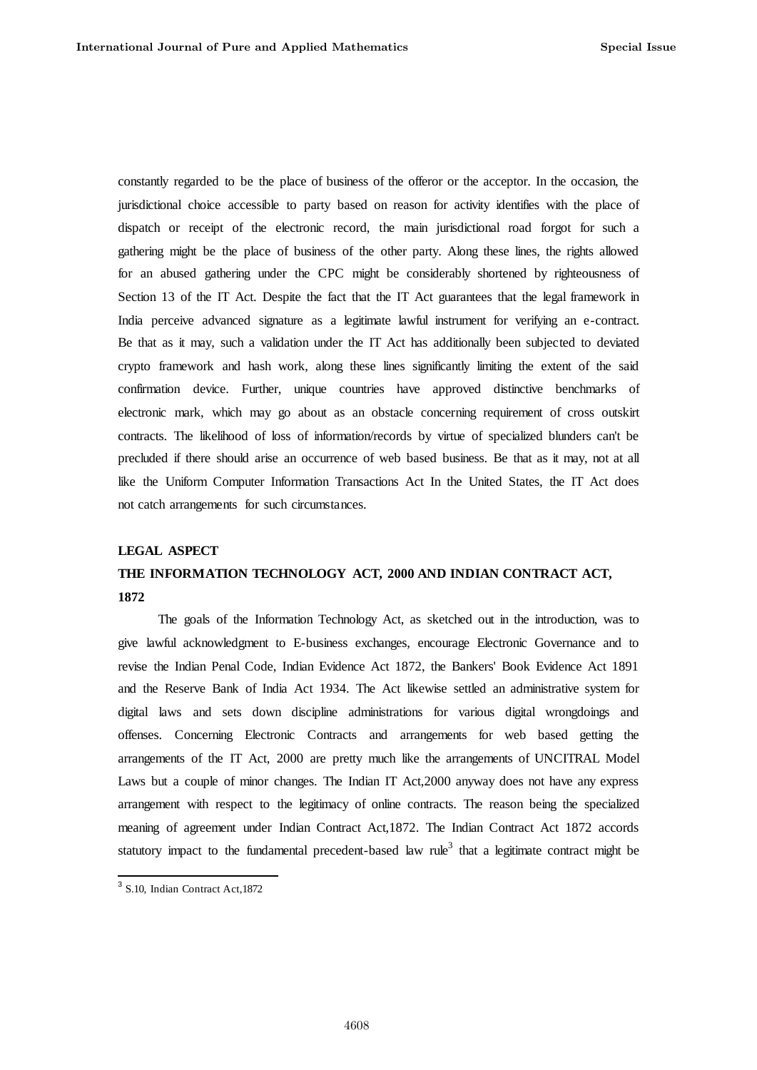constantly regarded to be the place of business of the offeror or the acceptor. In the occasion, the jurisdictional choice accessible to party based on reason for activity identifies with the place of dispatch or receipt of the electronic record, the main jurisdictional road forgot for such a gathering might be the place of business of the other party. Along these lines, the rights allowed for an abused gathering under the CPC might be considerably shortened by righteousness of Section 13 of the IT Act. Despite the fact that the IT Act guarantees that the legal framework in India perceive advanced signature as a legitimate lawful instrument for verifying an e-contract. Be that as it may, such a validation under the IT Act has additionally been subjected to deviated crypto framework and hash work, along these lines significantly limiting the extent of the said confirmation device. Further, unique countries have approved distinctive benchmarks of electronic mark, which may go about as an obstacle concerning requirement of cross outskirt contracts. The likelihood of loss of information/records by virtue of specialized blunders can't be precluded if there should arise an occurrence of web based business. Be that as it may, not at all like the Uniform Computer Information Transactions Act In the United States, the IT Act does not catch arrangements for such circumstances.

**LEGAL ASPECT**

**THE INFORMATION TECHNOLOGY ACT, 2000 AND INDIAN CONTRACT ACT, 1872**

The goals of the Information Technology Act, as sketched out in the introduction, was to give lawful acknowledgment to E-business exchanges, encourage Electronic Governance and to revise the Indian Penal Code, Indian Evidence Act 1872, the Bankers' Book Evidence Act 1891 and the Reserve Bank of India Act 1934. The Act likewise settled an administrative system for digital laws and sets down discipline administrations for various digital wrongdoings and offenses. Concerning Electronic Contracts and arrangements for web based getting the arrangements of the IT Act, 2000 are pretty much like the arrangements of UNCITRAL Model Laws but a couple of minor changes. The Indian IT Act,2000 anyway does not have any express arrangement with respect to the legitimacy of online contracts. The reason being the specialized meaning of agreement under Indian Contract Act,1872. The Indian Contract Act 1872 accords statutory impact to the fundamental precedent-based law rule[3] that a legitimate contract might be

[3] S.10, Indian Contract Act,1872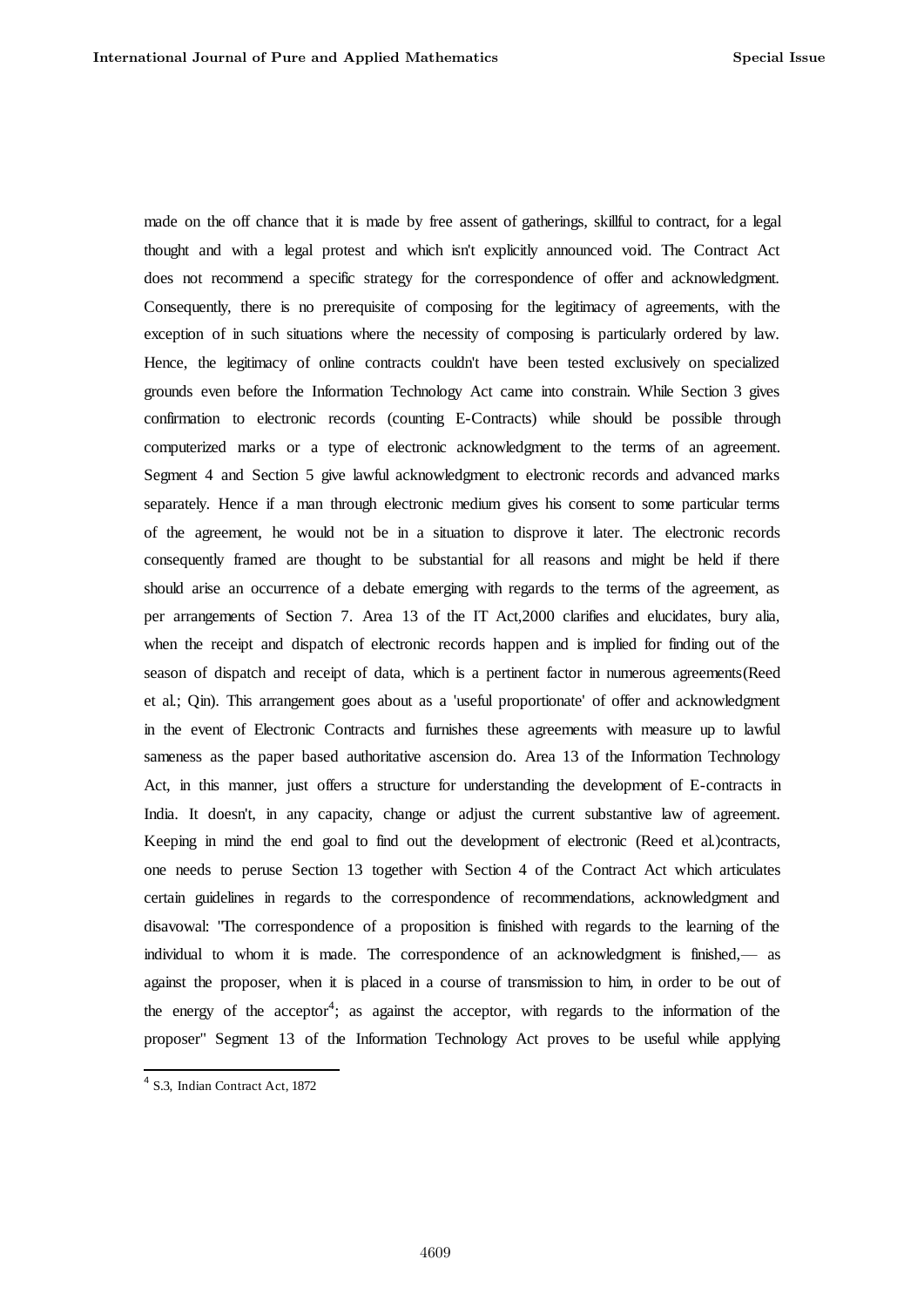made on the off chance that it is made by free assent of gatherings, skillful to contract, for a legal thought and with a legal protest and which isn't explicitly announced void. The Contract Act does not recommend a specific strategy for the correspondence of offer and acknowledgment. Consequently, there is no prerequisite of composing for the legitimacy of agreements, with the exception of in such situations where the necessity of composing is particularly ordered by law. Hence, the legitimacy of online contracts couldn't have been tested exclusively on specialized grounds even before the Information Technology Act came into constrain. While Section 3 gives confirmation to electronic records (counting E-Contracts) while should be possible through computerized marks or a type of electronic acknowledgment to the terms of an agreement. Segment 4 and Section 5 give lawful acknowledgment to electronic records and advanced marks separately. Hence if a man through electronic medium gives his consent to some particular terms of the agreement, he would not be in a situation to disprove it later. The electronic records consequently framed are thought to be substantial for all reasons and might be held if there should arise an occurrence of a debate emerging with regards to the terms of the agreement, as per arrangements of Section 7. Area 13 of the IT Act,2000 clarifies and elucidates, bury alia, when the receipt and dispatch of electronic records happen and is implied for finding out of the season of dispatch and receipt of data, which is a pertinent factor in numerous agreements(Reed et al.; Qin). This arrangement goes about as a 'useful proportionate' of offer and acknowledgment in the event of Electronic Contracts and furnishes these agreements with measure up to lawful sameness as the paper based authoritative ascension do. Area 13 of the Information Technology Act, in this manner, just offers a structure for understanding the development of E-contracts in India. It doesn't, in any capacity, change or adjust the current substantive law of agreement. Keeping in mind the end goal to find out the development of electronic (Reed et al.)contracts, one needs to peruse Section 13 together with Section 4 of the Contract Act which articulates certain guidelines in regards to the correspondence of recommendations, acknowledgment and disavowal: "The correspondence of a proposition is finished with regards to the learning of the individual to whom it is made. The correspondence of an acknowledgment is finished,— as against the proposer, when it is placed in a course of transmission to him, in order to be out of the energy of the acceptor[4]; as against the acceptor, with regards to the information of the proposer" Segment 13 of the Information Technology Act proves to be useful while applying

[4] S.3, Indian Contract Act, 1872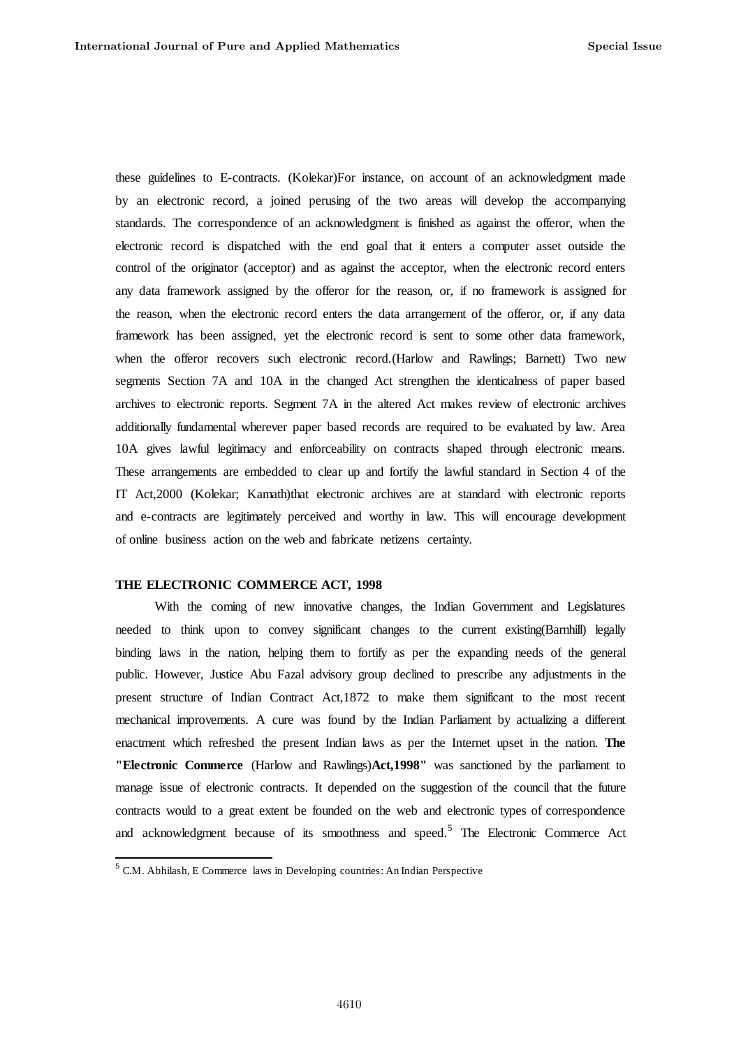these guidelines to E-contracts. (Kolekar)For instance, on account of an acknowledgment made by an electronic record, a joined perusing of the two areas will develop the accompanying standards. The correspondence of an acknowledgment is finished as against the offeror, when the electronic record is dispatched with the end goal that it enters a computer asset outside the control of the originator (acceptor) and as against the acceptor, when the electronic record enters any data framework assigned by the offeror for the reason, or, if no framework is assigned for the reason, when the electronic record enters the data arrangement of the offeror, or, if any data framework has been assigned, yet the electronic record is sent to some other data framework, when the offeror recovers such electronic record.(Harlow and Rawlings; Barnett) Two new segments Section 7A and 10A in the changed Act strengthen the identicalness of paper based archives to electronic reports. Segment 7A in the altered Act makes review of electronic archives additionally fundamental wherever paper based records are required to be evaluated by law. Area 10A gives lawful legitimacy and enforceability on contracts shaped through electronic means. These arrangements are embedded to clear up and fortify the lawful standard in Section 4 of the IT Act,2000 (Kolekar; Kamath)that electronic archives are at standard with electronic reports and e-contracts are legitimately perceived and worthy in law. This will encourage development of online business action on the web and fabricate netizens certainty.

## THE ELECTRONIC COMMERCE ACT, 1998

With the coming of new innovative changes, the Indian Government and Legislatures needed to think upon to convey significant changes to the current existing(Barnhill) legally binding laws in the nation, helping them to fortify as per the expanding needs of the general public. However, Justice Abu Fazal advisory group declined to prescribe any adjustments in the present structure of Indian Contract Act,1872 to make them significant to the most recent mechanical improvements. A cure was found by the Indian Parliament by actualizing a different enactment which refreshed the present Indian laws as per the Internet upset in the nation. **The "Electronic Commerce** (Harlow and Rawlings)**Act,1998"** was sanctioned by the parliament to manage issue of electronic contracts. It depended on the suggestion of the council that the future contracts would to a great extent be founded on the web and electronic types of correspondence and acknowledgment because of its smoothness and speed.[5] The Electronic Commerce Act

[5] C.M. Abhilash, E Commerce laws in Developing countries: An Indian Perspective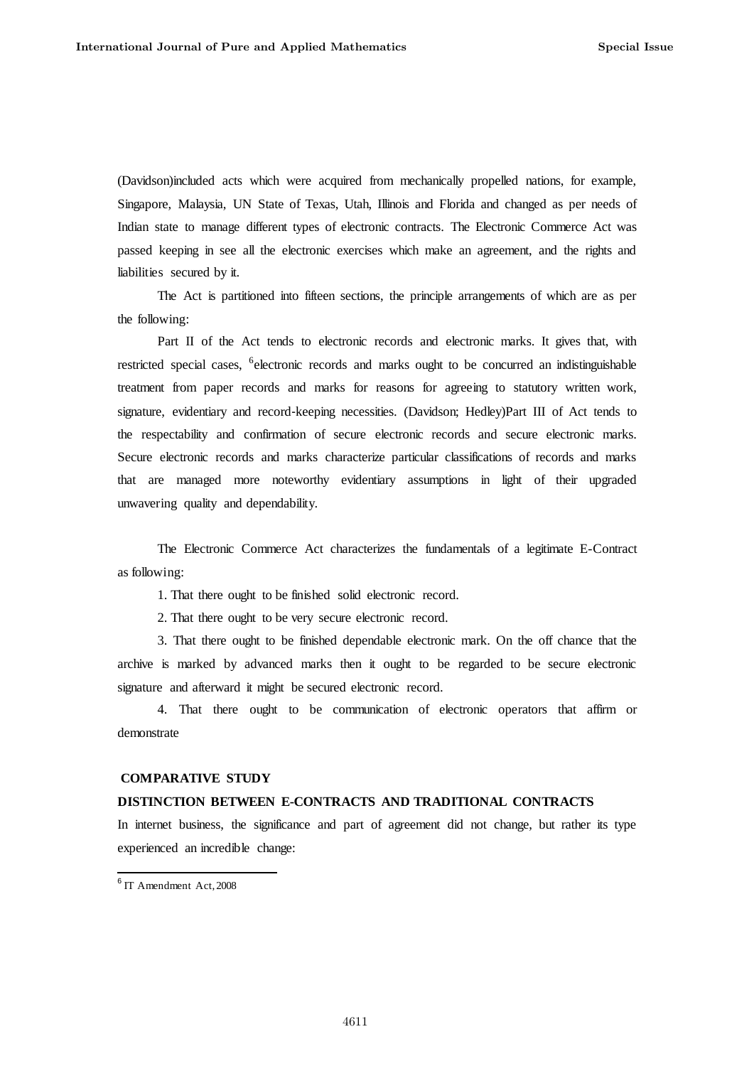(Davidson)included acts which were acquired from mechanically propelled nations, for example, Singapore, Malaysia, UN State of Texas, Utah, Illinois and Florida and changed as per needs of Indian state to manage different types of electronic contracts. The Electronic Commerce Act was passed keeping in see all the electronic exercises which make an agreement, and the rights and liabilities secured by it.

The Act is partitioned into fifteen sections, the principle arrangements of which are as per the following:

Part II of the Act tends to electronic records and electronic marks. It gives that, with restricted special cases, [6]electronic records and marks ought to be concurred an indistinguishable treatment from paper records and marks for reasons for agreeing to statutory written work, signature, evidentiary and record-keeping necessities. (Davidson; Hedley)Part III of Act tends to the respectability and confirmation of secure electronic records and secure electronic marks. Secure electronic records and marks characterize particular classifications of records and marks that are managed more noteworthy evidentiary assumptions in light of their upgraded unwavering quality and dependability.

The Electronic Commerce Act characterizes the fundamentals of a legitimate E-Contract as following:

1. That there ought to be finished solid electronic record.

2. That there ought to be very secure electronic record.

3. That there ought to be finished dependable electronic mark. On the off chance that the archive is marked by advanced marks then it ought to be regarded to be secure electronic signature and afterward it might be secured electronic record.

4. That there ought to be communication of electronic operators that affirm or demonstrate

## COMPARATIVE STUDY

### DISTINCTION BETWEEN E-CONTRACTS AND TRADITIONAL CONTRACTS

In internet business, the significance and part of agreement did not change, but rather its type experienced an incredible change:

[6] IT Amendment Act, 2008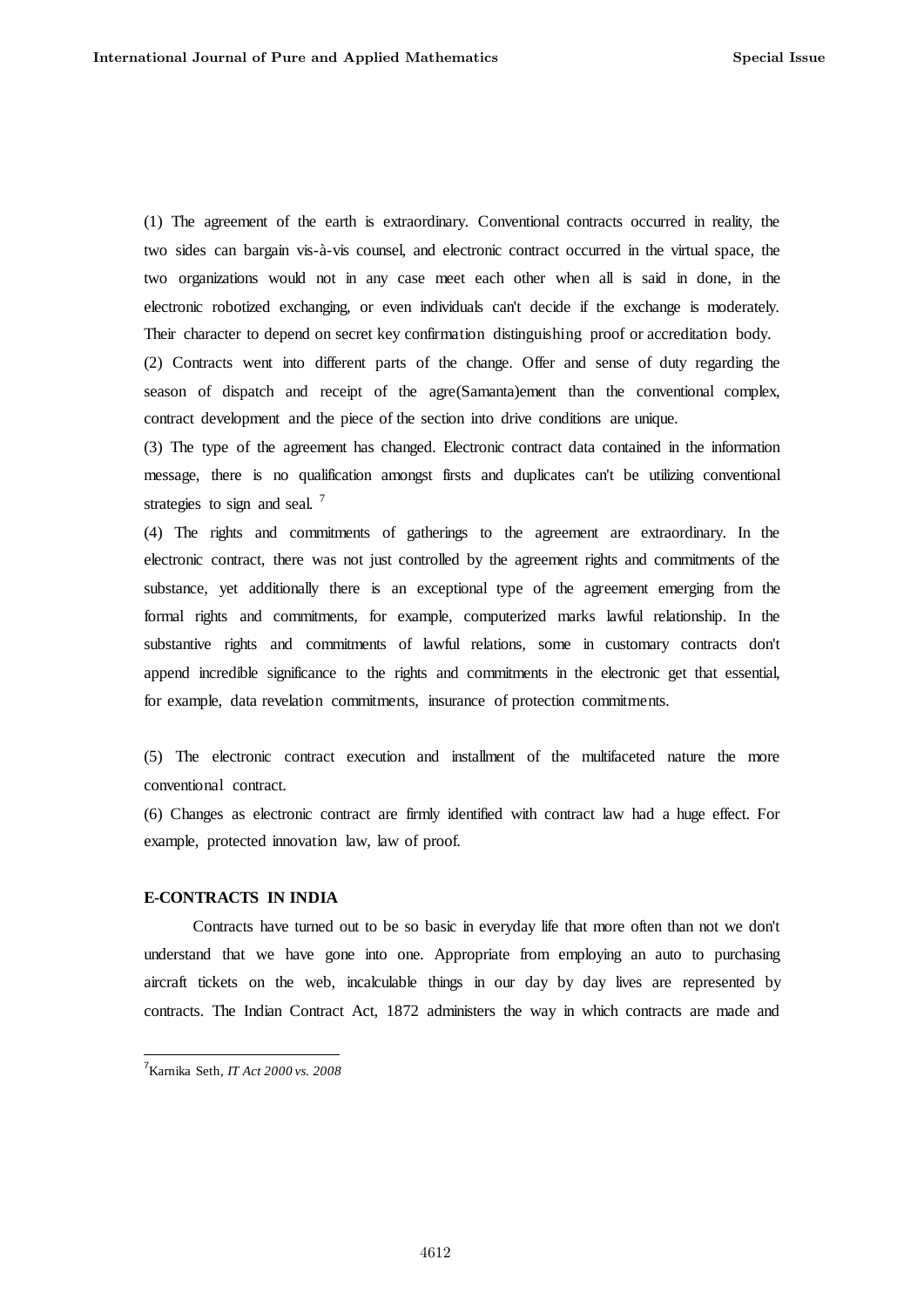(1) The agreement of the earth is extraordinary. Conventional contracts occurred in reality, the two sides can bargain vis-à-vis counsel, and electronic contract occurred in the virtual space, the two organizations would not in any case meet each other when all is said in done, in the electronic robotized exchanging, or even individuals can't decide if the exchange is moderately. Their character to depend on secret key confirmation distinguishing proof or accreditation body.

(2) Contracts went into different parts of the change. Offer and sense of duty regarding the season of dispatch and receipt of the agre(Samanta)ement than the conventional complex, contract development and the piece of the section into drive conditions are unique.

(3) The type of the agreement has changed. Electronic contract data contained in the information message, there is no qualification amongst firsts and duplicates can't be utilizing conventional strategies to sign and seal. [7]

(4) The rights and commitments of gatherings to the agreement are extraordinary. In the electronic contract, there was not just controlled by the agreement rights and commitments of the substance, yet additionally there is an exceptional type of the agreement emerging from the formal rights and commitments, for example, computerized marks lawful relationship. In the substantive rights and commitments of lawful relations, some in customary contracts don't append incredible significance to the rights and commitments in the electronic get that essential, for example, data revelation commitments, insurance of protection commitments.

(5) The electronic contract execution and installment of the multifaceted nature the more conventional contract.

(6) Changes as electronic contract are firmly identified with contract law had a huge effect. For example, protected innovation law, law of proof.

**E-CONTRACTS IN INDIA**

Contracts have turned out to be so basic in everyday life that more often than not we don't understand that we have gone into one. Appropriate from employing an auto to purchasing aircraft tickets on the web, incalculable things in our day by day lives are represented by contracts. The Indian Contract Act, 1872 administers the way in which contracts are made and

---

[7] Karnika Seth, *IT Act 2000 vs. 2008*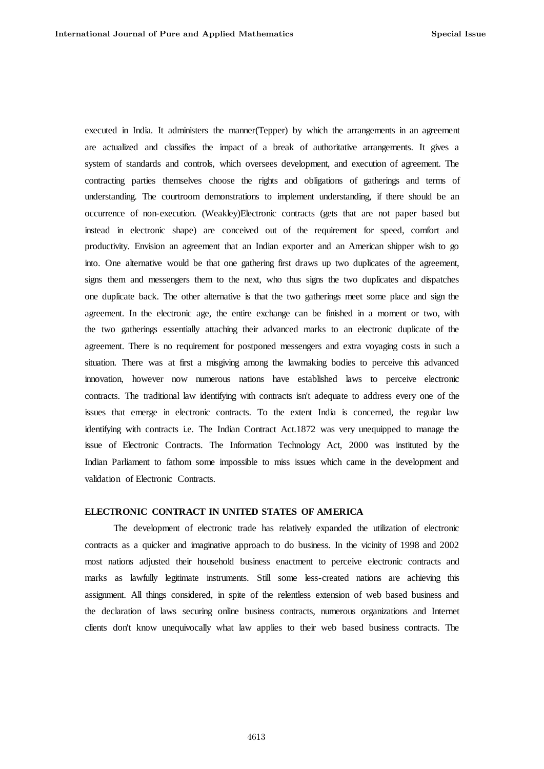executed in India. It administers the manner(Tepper) by which the arrangements in an agreement are actualized and classifies the impact of a break of authoritative arrangements. It gives a system of standards and controls, which oversees development, and execution of agreement. The contracting parties themselves choose the rights and obligations of gatherings and terms of understanding. The courtroom demonstrations to implement understanding, if there should be an occurrence of non-execution. (Weakley)Electronic contracts (gets that are not paper based but instead in electronic shape) are conceived out of the requirement for speed, comfort and productivity. Envision an agreement that an Indian exporter and an American shipper wish to go into. One alternative would be that one gathering first draws up two duplicates of the agreement, signs them and messengers them to the next, who thus signs the two duplicates and dispatches one duplicate back. The other alternative is that the two gatherings meet some place and sign the agreement. In the electronic age, the entire exchange can be finished in a moment or two, with the two gatherings essentially attaching their advanced marks to an electronic duplicate of the agreement. There is no requirement for postponed messengers and extra voyaging costs in such a situation. There was at first a misgiving among the lawmaking bodies to perceive this advanced innovation, however now numerous nations have established laws to perceive electronic contracts. The traditional law identifying with contracts isn't adequate to address every one of the issues that emerge in electronic contracts. To the extent India is concerned, the regular law identifying with contracts i.e. The Indian Contract Act.1872 was very unequipped to manage the issue of Electronic Contracts. The Information Technology Act, 2000 was instituted by the Indian Parliament to fathom some impossible to miss issues which came in the development and validation of Electronic Contracts.

## ELECTRONIC CONTRACT IN UNITED STATES OF AMERICA

The development of electronic trade has relatively expanded the utilization of electronic contracts as a quicker and imaginative approach to do business. In the vicinity of 1998 and 2002 most nations adjusted their household business enactment to perceive electronic contracts and marks as lawfully legitimate instruments. Still some less-created nations are achieving this assignment. All things considered, in spite of the relentless extension of web based business and the declaration of laws securing online business contracts, numerous organizations and Internet clients don't know unequivocally what law applies to their web based business contracts. The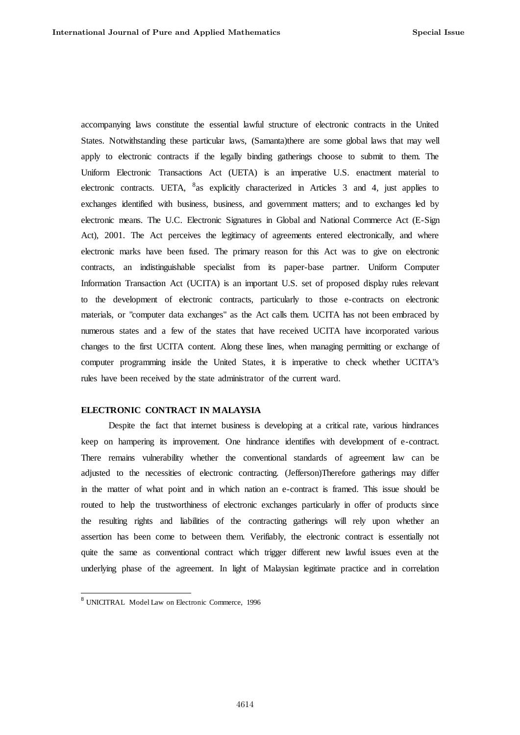accompanying laws constitute the essential lawful structure of electronic contracts in the United States. Notwithstanding these particular laws, (Samanta)there are some global laws that may well apply to electronic contracts if the legally binding gatherings choose to submit to them. The Uniform Electronic Transactions Act (UETA) is an imperative U.S. enactment material to electronic contracts. UETA, [8]as explicitly characterized in Articles 3 and 4, just applies to exchanges identified with business, business, and government matters; and to exchanges led by electronic means. The U.C. Electronic Signatures in Global and National Commerce Act (E-Sign Act), 2001. The Act perceives the legitimacy of agreements entered electronically, and where electronic marks have been fused. The primary reason for this Act was to give on electronic contracts, an indistinguishable specialist from its paper-base partner. Uniform Computer Information Transaction Act (UCITA) is an important U.S. set of proposed display rules relevant to the development of electronic contracts, particularly to those e-contracts on electronic materials, or "computer data exchanges" as the Act calls them. UCITA has not been embraced by numerous states and a few of the states that have received UCITA have incorporated various changes to the first UCITA content. Along these lines, when managing permitting or exchange of computer programming inside the United States, it is imperative to check whether UCITA"s rules have been received by the state administrator of the current ward.

**ELECTRONIC CONTRACT IN MALAYSIA**

Despite the fact that internet business is developing at a critical rate, various hindrances keep on hampering its improvement. One hindrance identifies with development of e-contract. There remains vulnerability whether the conventional standards of agreement law can be adjusted to the necessities of electronic contracting. (Jefferson)Therefore gatherings may differ in the matter of what point and in which nation an e-contract is framed. This issue should be routed to help the trustworthiness of electronic exchanges particularly in offer of products since the resulting rights and liabilities of the contracting gatherings will rely upon whether an assertion has been come to between them. Verifiably, the electronic contract is essentially not quite the same as conventional contract which trigger different new lawful issues even at the underlying phase of the agreement. In light of Malaysian legitimate practice and in correlation

[8] UNICITRAL Model Law on Electronic Commerce, 1996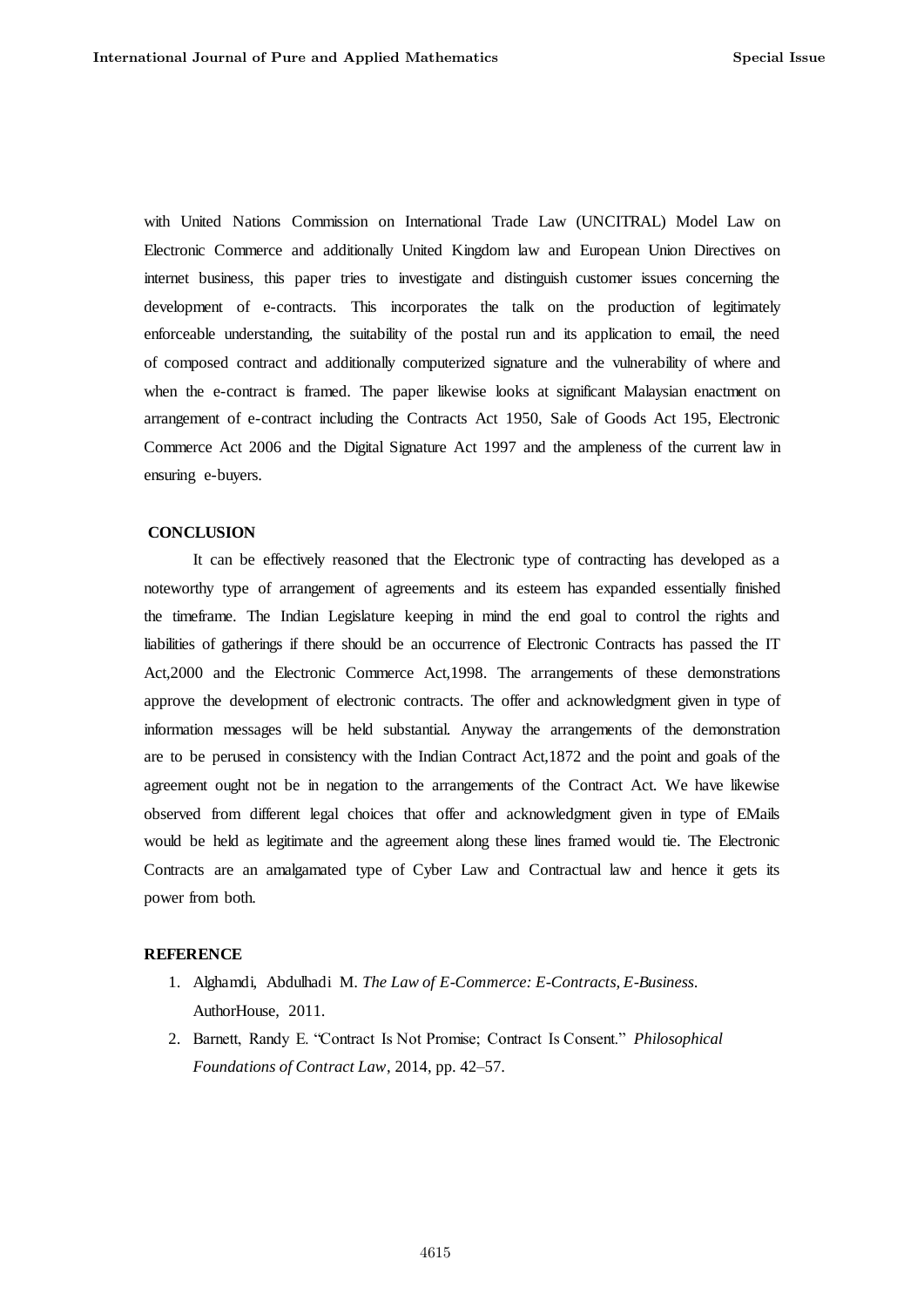with United Nations Commission on International Trade Law (UNCITRAL) Model Law on Electronic Commerce and additionally United Kingdom law and European Union Directives on internet business, this paper tries to investigate and distinguish customer issues concerning the development of e-contracts. This incorporates the talk on the production of legitimately enforceable understanding, the suitability of the postal run and its application to email, the need of composed contract and additionally computerized signature and the vulnerability of where and when the e-contract is framed. The paper likewise looks at significant Malaysian enactment on arrangement of e-contract including the Contracts Act 1950, Sale of Goods Act 195, Electronic Commerce Act 2006 and the Digital Signature Act 1997 and the ampleness of the current law in ensuring e-buyers.

## CONCLUSION

It can be effectively reasoned that the Electronic type of contracting has developed as a noteworthy type of arrangement of agreements and its esteem has expanded essentially finished the timeframe. The Indian Legislature keeping in mind the end goal to control the rights and liabilities of gatherings if there should be an occurrence of Electronic Contracts has passed the IT Act,2000 and the Electronic Commerce Act,1998. The arrangements of these demonstrations approve the development of electronic contracts. The offer and acknowledgment given in type of information messages will be held substantial. Anyway the arrangements of the demonstration are to be perused in consistency with the Indian Contract Act,1872 and the point and goals of the agreement ought not be in negation to the arrangements of the Contract Act. We have likewise observed from different legal choices that offer and acknowledgment given in type of EMails would be held as legitimate and the agreement along these lines framed would tie. The Electronic Contracts are an amalgamated type of Cyber Law and Contractual law and hence it gets its power from both.

## REFERENCE

1. Alghamdi, Abdulhadi M. *The Law of E-Commerce: E-Contracts, E-Business.* AuthorHouse, 2011.
2. Barnett, Randy E. "Contract Is Not Promise; Contract Is Consent." *Philosophical Foundations of Contract Law*, 2014, pp. 42–57.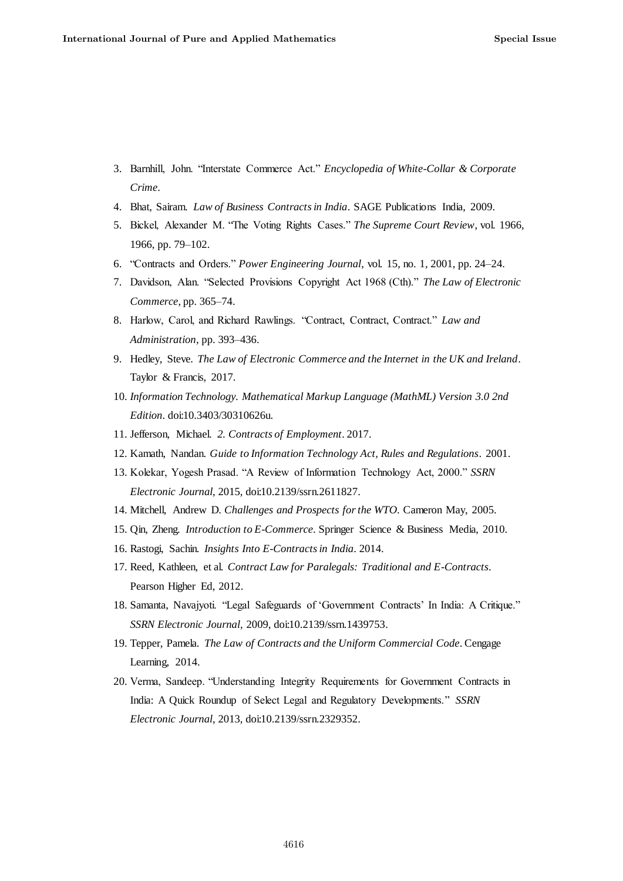3. Barnhill, John. "Interstate Commerce Act." *Encyclopedia of White-Collar & Corporate Crime*.
4. Bhat, Sairam. *Law of Business Contracts in India*. SAGE Publications India, 2009.
5. Bickel, Alexander M. "The Voting Rights Cases." *The Supreme Court Review*, vol. 1966, 1966, pp. 79–102.
6. "Contracts and Orders." *Power Engineering Journal*, vol. 15, no. 1, 2001, pp. 24–24.
7. Davidson, Alan. "Selected Provisions Copyright Act 1968 (Cth)." *The Law of Electronic Commerce*, pp. 365–74.
8. Harlow, Carol, and Richard Rawlings. "Contract, Contract, Contract." *Law and Administration*, pp. 393–436.
9. Hedley, Steve. *The Law of Electronic Commerce and the Internet in the UK and Ireland*. Taylor & Francis, 2017.
10. *Information Technology. Mathematical Markup Language (MathML) Version 3.0 2nd Edition*. doi:10.3403/30310626u.
11. Jefferson, Michael. *2. Contracts of Employment*. 2017.
12. Kamath, Nandan. *Guide to Information Technology Act, Rules and Regulations*. 2001.
13. Kolekar, Yogesh Prasad. "A Review of Information Technology Act, 2000." *SSRN Electronic Journal*, 2015, doi:10.2139/ssrn.2611827.
14. Mitchell, Andrew D. *Challenges and Prospects for the WTO*. Cameron May, 2005.
15. Qin, Zheng. *Introduction to E-Commerce*. Springer Science & Business Media, 2010.
16. Rastogi, Sachin. *Insights Into E-Contracts in India*. 2014.
17. Reed, Kathleen, et al. *Contract Law for Paralegals: Traditional and E-Contracts*. Pearson Higher Ed, 2012.
18. Samanta, Navajyoti. "Legal Safeguards of 'Government Contracts' In India: A Critique." *SSRN Electronic Journal*, 2009, doi:10.2139/ssrn.1439753.
19. Tepper, Pamela. *The Law of Contracts and the Uniform Commercial Code*. Cengage Learning, 2014.
20. Verma, Sandeep. "Understanding Integrity Requirements for Government Contracts in India: A Quick Roundup of Select Legal and Regulatory Developments." *SSRN Electronic Journal*, 2013, doi:10.2139/ssrn.2329352.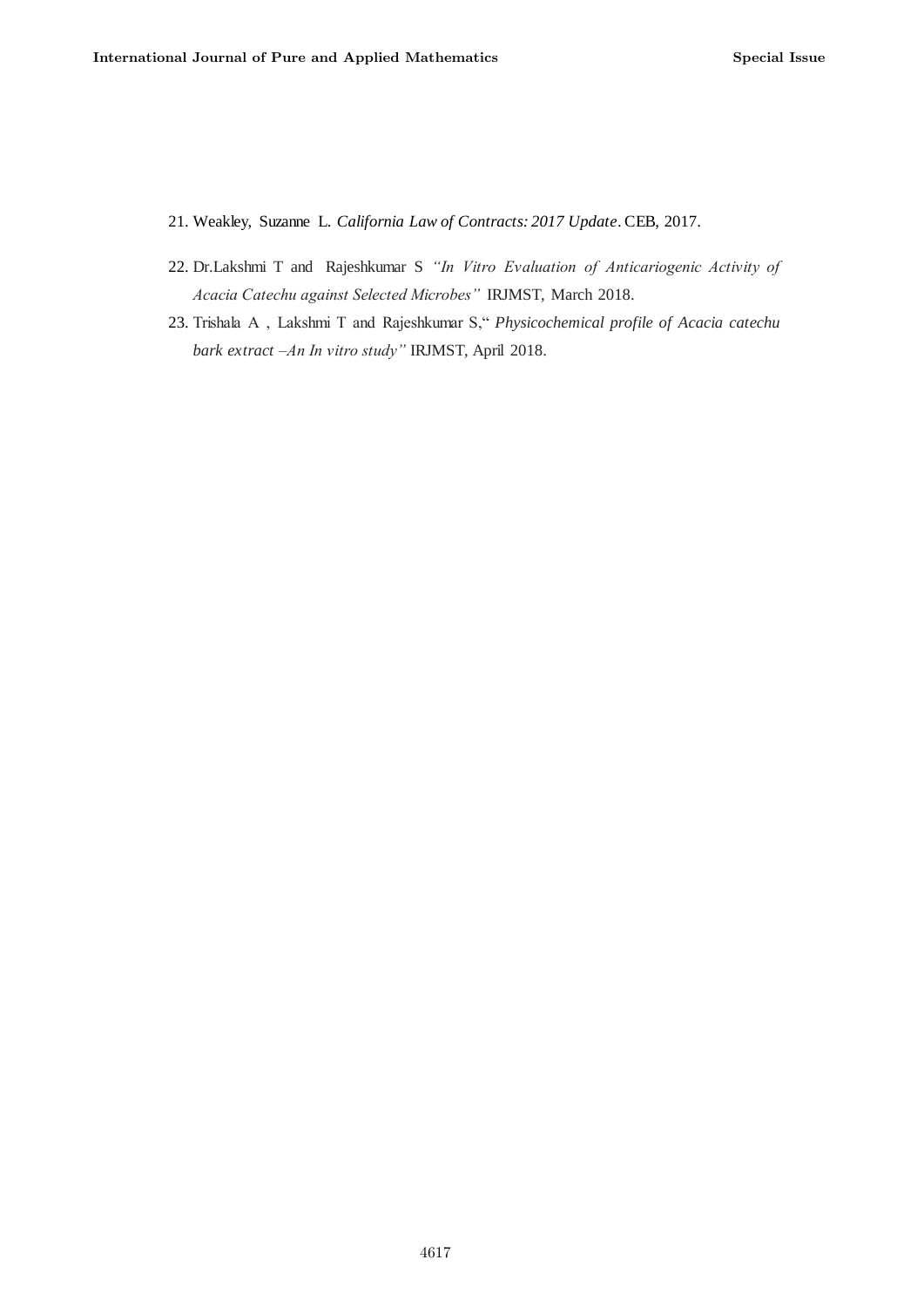21. Weakley, Suzanne L. *California Law of Contracts: 2017 Update*. CEB, 2017.
22. Dr.Lakshmi T and Rajeshkumar S *"In Vitro Evaluation of Anticariogenic Activity of Acacia Catechu against Selected Microbes"* IRJMST, March 2018.
23. Trishala A , Lakshmi T and Rajeshkumar S," *Physicochemical profile of Acacia catechu bark extract –An In vitro study"* IRJMST, April 2018.